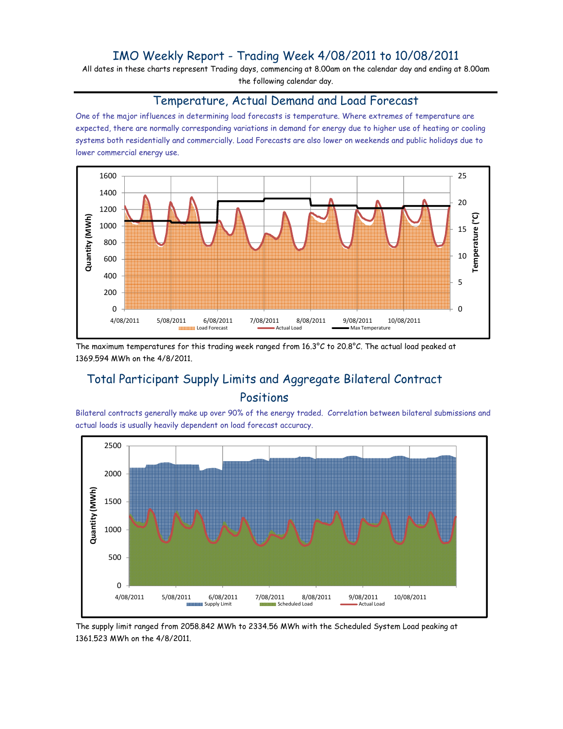# IMO Weekly Report - Trading Week 4/08/2011 to 10/08/2011

All dates in these charts represent Trading days, commencing at 8.00am on the calendar day and ending at 8.00am the following calendar day.

## Temperature, Actual Demand and Load Forecast

One of the major influences in determining load forecasts is temperature. Where extremes of temperature are expected, there are normally corresponding variations in demand for energy due to higher use of heating or cooling systems both residentially and commercially. Load Forecasts are also lower on weekends and public holidays due to lower commercial energy use.

The maximum temperatures for this trading week ranged from 16.3°C to 20.8°C. The actual load peaked at 1369.594 MWh on the 4/8/2011.

## Total Participant Supply Limits and Aggregate Bilateral Contract Positions

Bilateral contracts generally make up over 90% of the energy traded. Correlation between bilateral submissions and actual loads is usually heavily dependent on load forecast accuracy.

The supply limit ranged from 2058.842 MWh to 2334.56 MWh with the Scheduled System Load peaking at 1361.523 MWh on the 4/8/2011.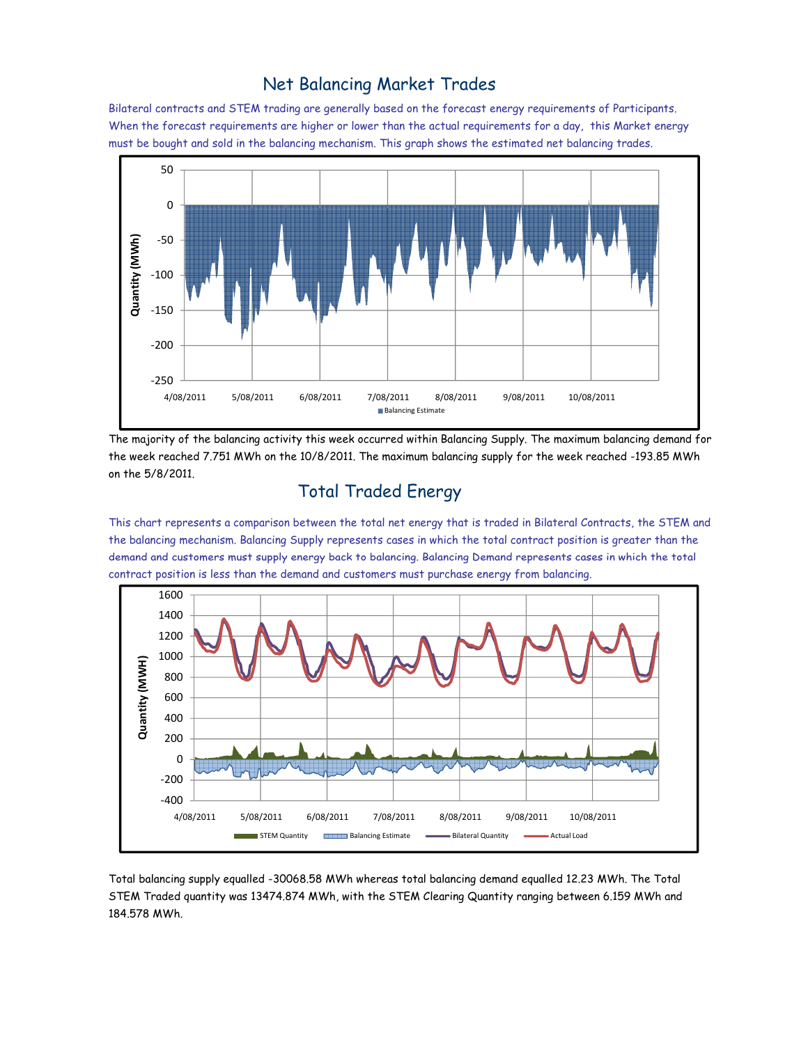## Net Balancing Market Trades

Bilateral contracts and STEM trading are generally based on the forecast energy requirements of Participants. When the forecast requirements are higher or lower than the actual requirements for a day, this Market energy must be bought and sold in the balancing mechanism. This graph shows the estimated net balancing trades.

The majority of the balancing activity this week occurred within Balancing Supply. The maximum balancing demand for the week reached 7.751 MWh on the 10/8/2011. The maximum balancing supply for the week reached -193.85 MWh on the 5/8/2011.

## Total Traded Energy

This chart represents a comparison between the total net energy that is traded in Bilateral Contracts, the STEM and the balancing mechanism. Balancing Supply represents cases in which the total contract position is greater than the demand and customers must supply energy back to balancing. Balancing Demand represents cases in which the total contract position is less than the demand and customers must purchase energy from balancing.

Total balancing supply equalled -30068.58 MWh whereas total balancing demand equalled 12.23 MWh. The Total STEM Traded quantity was 13474.874 MWh, with the STEM Clearing Quantity ranging between 6.159 MWh and 184.578 MWh.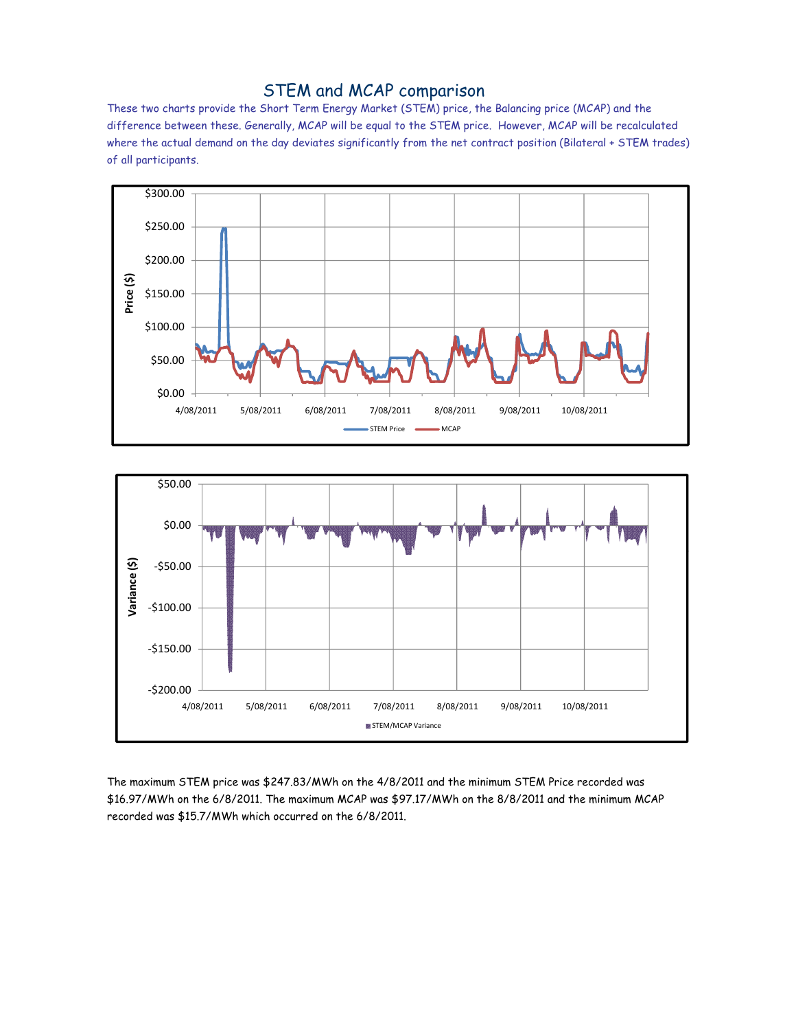# STEM and MCAP comparison

These two charts provide the Short Term Energy Market (STEM) price, the Balancing price (MCAP) and the difference between these. Generally, MCAP will be equal to the STEM price. However, MCAP will be recalculated where the actual demand on the day deviates significantly from the net contract position (Bilateral + STEM trades) of all participants.

Price ($)

$300.00
$250.00
$200.00
$150.00
$100.00
$50.00
$0.00

4/08/2011 5/08/2011 6/08/2011 7/08/2011 8/08/2011 9/08/2011 10/08/2011

STEM Price MCAP

Variance ($)

$50.00
$0.00
-$50.00
-$100.00
-$150.00
-$200.00

4/08/2011 5/08/2011 6/08/2011 7/08/2011 8/08/2011 9/08/2011 10/08/2011

STEM/MCAP Variance

The maximum STEM price was $247.83/MWh on the 4/8/2011 and the minimum STEM Price recorded was $16.97/MWh on the 6/8/2011. The maximum MCAP was $97.17/MWh on the 8/8/2011 and the minimum MCAP recorded was $15.7/MWh which occurred on the 6/8/2011.